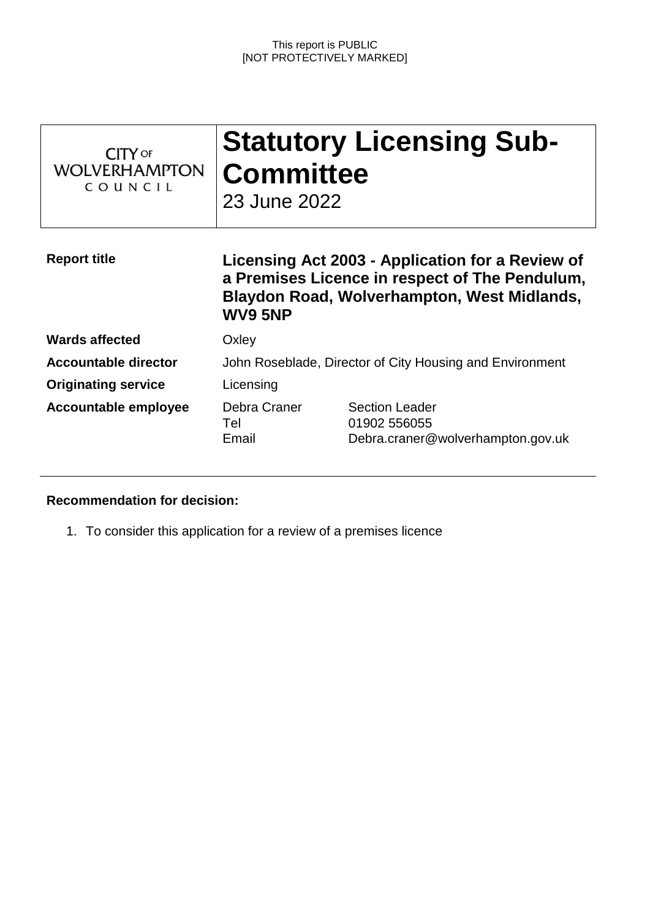This report is PUBLIC
[NOT PROTECTIVELY MARKED]

| CITY OF WOLVERHAMPTON COUNCIL | **Statutory Licensing Sub-Committee** 23 June 2022 |
|---|---|

| | | |
|---|---|---|
| **Report title** | **Licensing Act 2003 - Application for a Review of a Premises Licence in respect of The Pendulum, Blaydon Road, Wolverhampton, West Midlands, WV9 5NP** | |
| **Wards affected** | Oxley | |
| **Accountable director** | John Roseblade, Director of City Housing and Environment | |
| **Originating service** | Licensing | |
| **Accountable employee** | Debra Craner | Section Leader |
| | Tel | 01902 556055 |
| | Email | Debra.craner@wolverhampton.gov.uk |

**Recommendation for decision:**

1. To consider this application for a review of a premises licence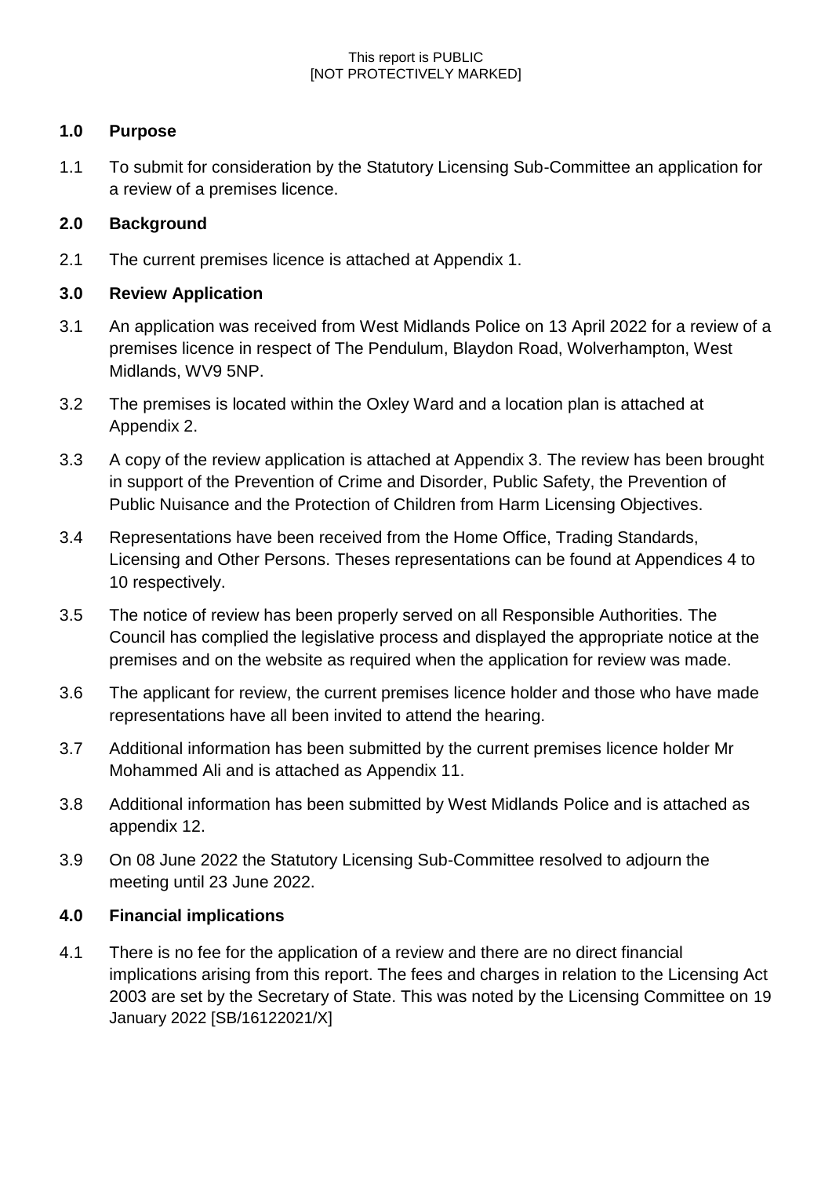This report is PUBLIC
[NOT PROTECTIVELY MARKED]

## 1.0 Purpose

1.1 To submit for consideration by the Statutory Licensing Sub-Committee an application for a review of a premises licence.

## 2.0 Background

2.1 The current premises licence is attached at Appendix 1.

## 3.0 Review Application

3.1 An application was received from West Midlands Police on 13 April 2022 for a review of a premises licence in respect of The Pendulum, Blaydon Road, Wolverhampton, West Midlands, WV9 5NP.

3.2 The premises is located within the Oxley Ward and a location plan is attached at Appendix 2.

3.3 A copy of the review application is attached at Appendix 3. The review has been brought in support of the Prevention of Crime and Disorder, Public Safety, the Prevention of Public Nuisance and the Protection of Children from Harm Licensing Objectives.

3.4 Representations have been received from the Home Office, Trading Standards, Licensing and Other Persons. Theses representations can be found at Appendices 4 to 10 respectively.

3.5 The notice of review has been properly served on all Responsible Authorities. The Council has complied the legislative process and displayed the appropriate notice at the premises and on the website as required when the application for review was made.

3.6 The applicant for review, the current premises licence holder and those who have made representations have all been invited to attend the hearing.

3.7 Additional information has been submitted by the current premises licence holder Mr Mohammed Ali and is attached as Appendix 11.

3.8 Additional information has been submitted by West Midlands Police and is attached as appendix 12.

3.9 On 08 June 2022 the Statutory Licensing Sub-Committee resolved to adjourn the meeting until 23 June 2022.

## 4.0 Financial implications

4.1 There is no fee for the application of a review and there are no direct financial implications arising from this report. The fees and charges in relation to the Licensing Act 2003 are set by the Secretary of State. This was noted by the Licensing Committee on 19 January 2022 [SB/16122021/X]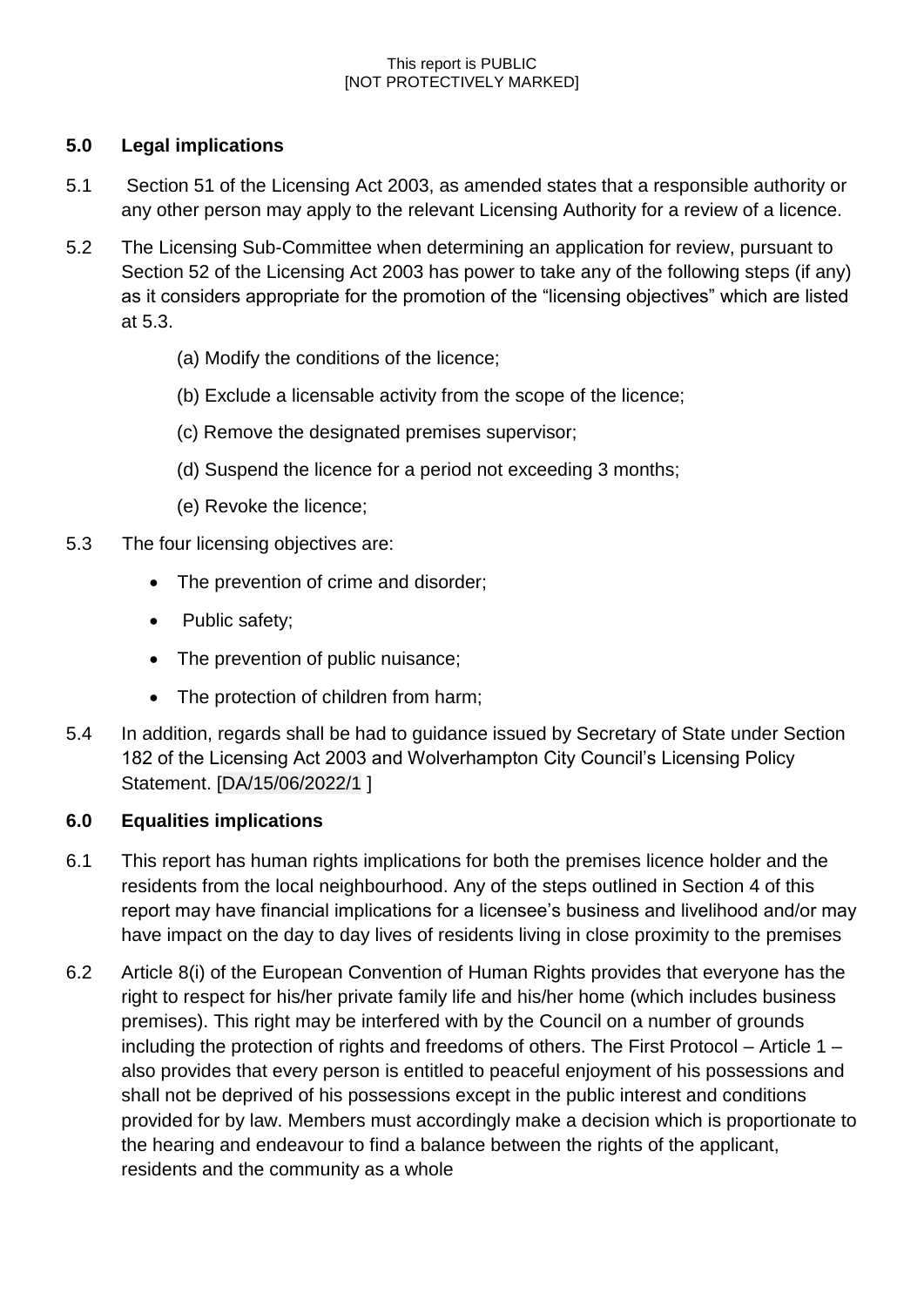## 5.0 Legal implications

5.1 Section 51 of the Licensing Act 2003, as amended states that a responsible authority or any other person may apply to the relevant Licensing Authority for a review of a licence.

5.2 The Licensing Sub-Committee when determining an application for review, pursuant to Section 52 of the Licensing Act 2003 has power to take any of the following steps (if any) as it considers appropriate for the promotion of the "licensing objectives" which are listed at 5.3.

(a) Modify the conditions of the licence;

(b) Exclude a licensable activity from the scope of the licence;

(c) Remove the designated premises supervisor;

(d) Suspend the licence for a period not exceeding 3 months;

(e) Revoke the licence;

5.3 The four licensing objectives are:

- The prevention of crime and disorder;
- Public safety;
- The prevention of public nuisance;
- The protection of children from harm;

5.4 In addition, regards shall be had to guidance issued by Secretary of State under Section 182 of the Licensing Act 2003 and Wolverhampton City Council's Licensing Policy Statement. [DA/15/06/2022/1 ]

## 6.0 Equalities implications

6.1 This report has human rights implications for both the premises licence holder and the residents from the local neighbourhood. Any of the steps outlined in Section 4 of this report may have financial implications for a licensee's business and livelihood and/or may have impact on the day to day lives of residents living in close proximity to the premises

6.2 Article 8(i) of the European Convention of Human Rights provides that everyone has the right to respect for his/her private family life and his/her home (which includes business premises). This right may be interfered with by the Council on a number of grounds including the protection of rights and freedoms of others. The First Protocol – Article 1 – also provides that every person is entitled to peaceful enjoyment of his possessions and shall not be deprived of his possessions except in the public interest and conditions provided for by law. Members must accordingly make a decision which is proportionate to the hearing and endeavour to find a balance between the rights of the applicant, residents and the community as a whole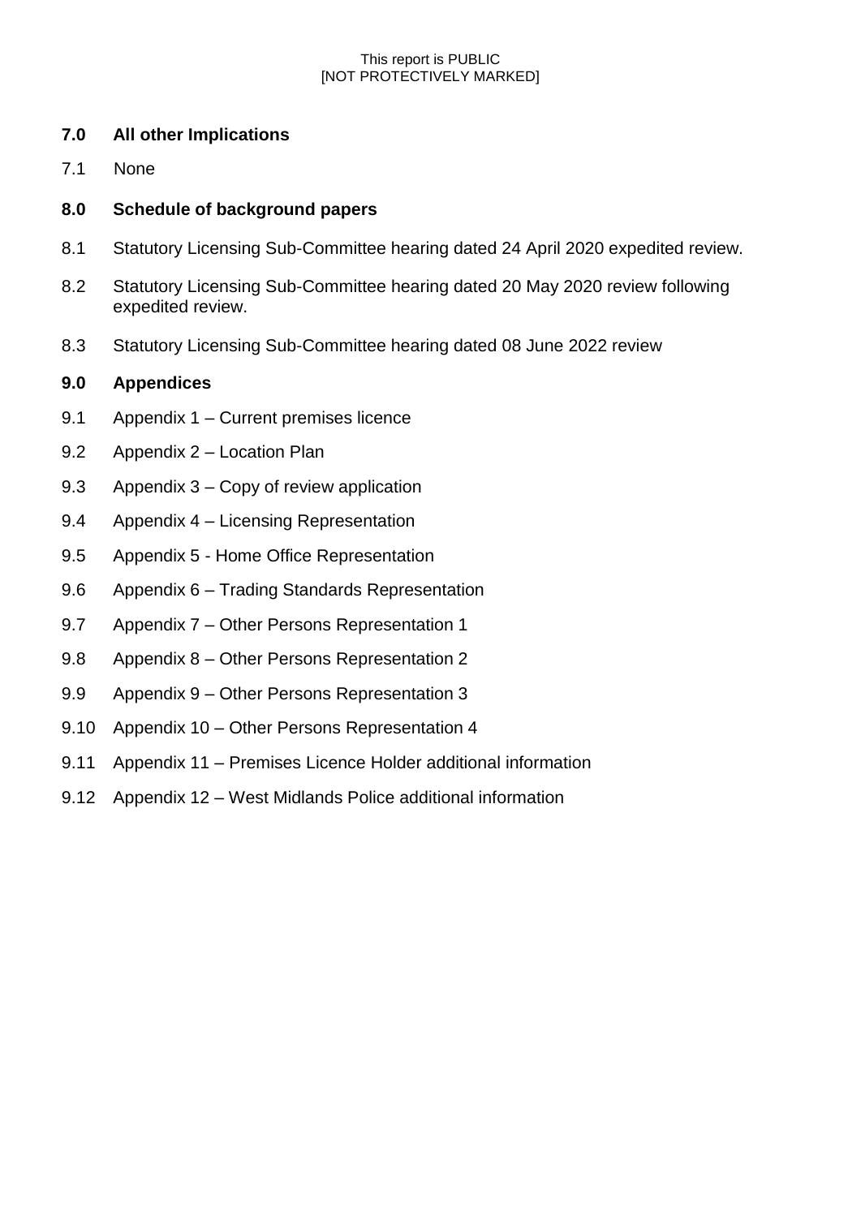## 7.0 All other Implications

7.1 None

## 8.0 Schedule of background papers

8.1 Statutory Licensing Sub-Committee hearing dated 24 April 2020 expedited review.

8.2 Statutory Licensing Sub-Committee hearing dated 20 May 2020 review following expedited review.

8.3 Statutory Licensing Sub-Committee hearing dated 08 June 2022 review

## 9.0 Appendices

9.1 Appendix 1 – Current premises licence

9.2 Appendix 2 – Location Plan

9.3 Appendix 3 – Copy of review application

9.4 Appendix 4 – Licensing Representation

9.5 Appendix 5 - Home Office Representation

9.6 Appendix 6 – Trading Standards Representation

9.7 Appendix 7 – Other Persons Representation 1

9.8 Appendix 8 – Other Persons Representation 2

9.9 Appendix 9 – Other Persons Representation 3

9.10 Appendix 10 – Other Persons Representation 4

9.11 Appendix 11 – Premises Licence Holder additional information

9.12 Appendix 12 – West Midlands Police additional information